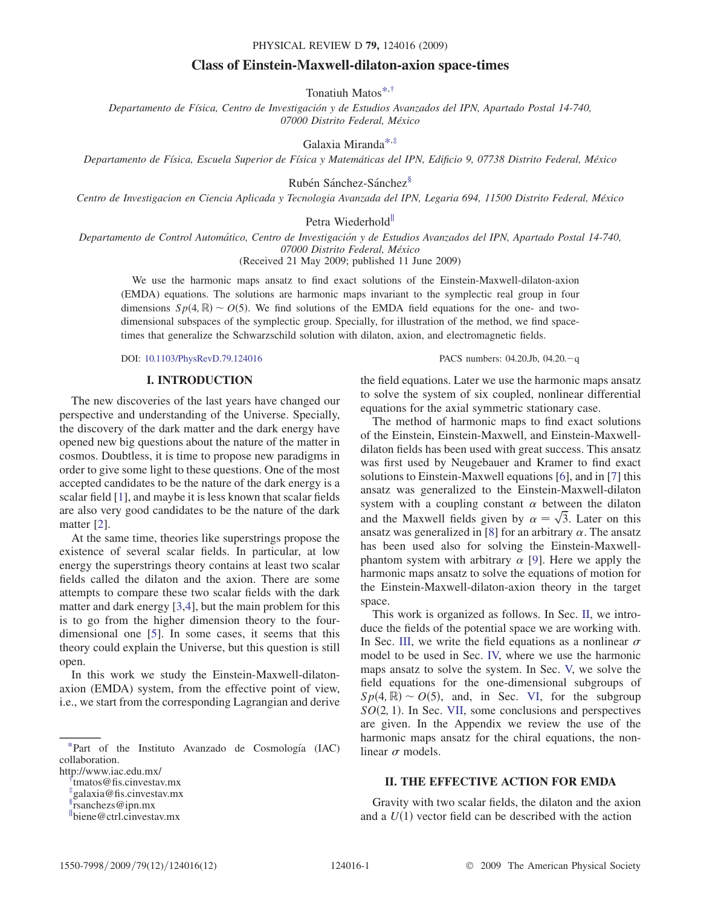# Class of Einstein-Maxwell-dilaton-axion space-times

Tonatiuh Matos[*,†]

*Departamento de Física, Centro de Investigación y de Estudios Avanzados del IPN, Apartado Postal 14-740, 07000 Distrito Federal, México*

Galaxia Miranda[*,‡]

*Departamento de Física, Escuela Superior de Física y Matemáticas del IPN, Edificio 9, 07738 Distrito Federal, México*

Rubén Sánchez-Sánchez[§]

*Centro de Investigacion en Ciencia Aplicada y Tecnologia Avanzada del IPN, Legaria 694, 11500 Distrito Federal, México*

Petra Wiederhold[‖]

*Departamento de Control Automático, Centro de Investigación y de Estudios Avanzados del IPN, Apartado Postal 14-740, 07000 Distrito Federal, México*

(Received 21 May 2009; published 11 June 2009)

We use the harmonic maps ansatz to find exact solutions of the Einstein-Maxwell-dilaton-axion (EMDA) equations. The solutions are harmonic maps invariant to the symplectic real group in four dimensions $Sp(4, \mathbb{R}) \sim O(5)$. We find solutions of the EMDA field equations for the one- and two-dimensional subspaces of the symplectic group. Specially, for illustration of the method, we find space-times that generalize the Schwarzschild solution with dilaton, axion, and electromagnetic fields.

DOI: 10.1103/PhysRevD.79.124016 PACS numbers: 04.20.Jb, 04.20.−q

## I. INTRODUCTION

The new discoveries of the last years have changed our perspective and understanding of the Universe. Specially, the discovery of the dark matter and the dark energy have opened new big questions about the nature of the matter in cosmos. Doubtless, it is time to propose new paradigms in order to give some light to these questions. One of the most accepted candidates to be the nature of the dark energy is a scalar field [1], and maybe it is less known that scalar fields are also very good candidates to be the nature of the dark matter [2].

At the same time, theories like superstrings propose the existence of several scalar fields. In particular, at low energy the superstrings theory contains at least two scalar fields called the dilaton and the axion. There are some attempts to compare these two scalar fields with the dark matter and dark energy [3,4], but the main problem for this is to go from the higher dimension theory to the four-dimensional one [5]. In some cases, it seems that this theory could explain the Universe, but this question is still open.

In this work we study the Einstein-Maxwell-dilaton-axion (EMDA) system, from the effective point of view, i.e., we start from the corresponding Lagrangian and derive the field equations. Later we use the harmonic maps ansatz to solve the system of six coupled, nonlinear differential equations for the axial symmetric stationary case.

The method of harmonic maps to find exact solutions of the Einstein, Einstein-Maxwell, and Einstein-Maxwell-dilaton fields has been used with great success. This ansatz was first used by Neugebauer and Kramer to find exact solutions to Einstein-Maxwell equations [6], and in [7] this ansatz was generalized to the Einstein-Maxwell-dilaton system with a coupling constant $\alpha$ between the dilaton and the Maxwell fields given by $\alpha = \sqrt{3}$. Later on this ansatz was generalized in [8] for an arbitrary $\alpha$. The ansatz has been used also for solving the Einstein-Maxwell-phantom system with arbitrary $\alpha$ [9]. Here we apply the harmonic maps ansatz to solve the equations of motion for the Einstein-Maxwell-dilaton-axion theory in the target space.

This work is organized as follows. In Sec. II, we introduce the fields of the potential space we are working with. In Sec. III, we write the field equations as a nonlinear $\sigma$ model to be used in Sec. IV, where we use the harmonic maps ansatz to solve the system. In Sec. V, we solve the field equations for the one-dimensional subgroups of $Sp(4, \mathbb{R}) \sim O(5)$, and, in Sec. VI, for the subgroup $SO(2, 1)$. In Sec. VII, some conclusions and perspectives are given. In the Appendix we review the use of the harmonic maps ansatz for the chiral equations, the nonlinear $\sigma$ models.

## II. THE EFFECTIVE ACTION FOR EMDA

Gravity with two scalar fields, the dilaton and the axion and a $U(1)$ vector field can be described with the action

---

[*] Part of the Instituto Avanzado de Cosmología (IAC) collaboration.
http://www.iac.edu.mx/

[†] tmatos@fis.cinvestav.mx

[‡] galaxia@fis.cinvestav.mx

[§] rsanchezs@ipn.mx

[‖] biene@ctrl.cinvestav.mx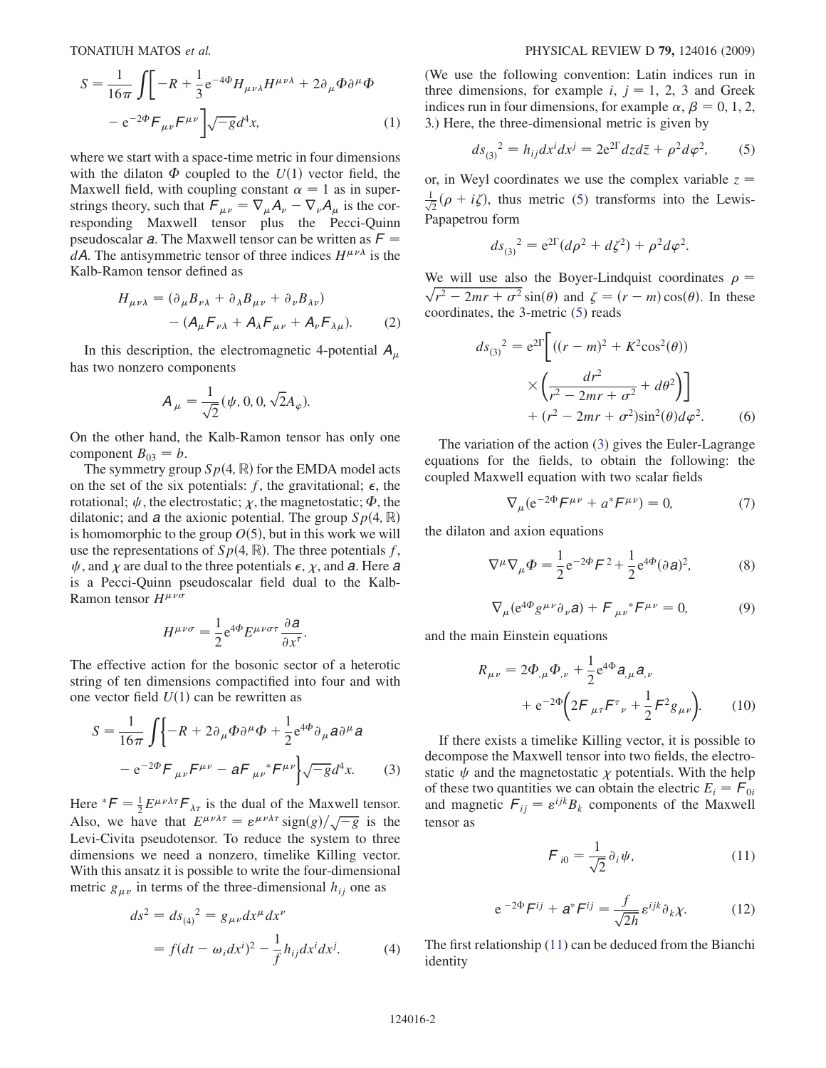$$S = \frac{1}{16\pi}\int\left[-R + \frac{1}{3}e^{-4\Phi}H_{\mu\nu\lambda}H^{\mu\nu\lambda} + 2\partial_\mu\Phi\partial^\mu\Phi - e^{-2\Phi}F_{\mu\nu}F^{\mu\nu}\right]\sqrt{-g}d^4x, \tag{1}$$

where we start with a space-time metric in four dimensions with the dilaton $\Phi$ coupled to the $U(1)$ vector field, the Maxwell field, with coupling constant $\alpha = 1$ as in superstrings theory, such that $F_{\mu\nu} = \nabla_\mu A_\nu - \nabla_\nu A_\mu$ is the corresponding Maxwell tensor plus the Pecci-Quinn pseudoscalar $a$. The Maxwell tensor can be written as $F = dA$. The antisymmetric tensor of three indices $H^{\mu\nu\lambda}$ is the Kalb-Ramon tensor defined as

$$H_{\mu\nu\lambda} = (\partial_\mu B_{\nu\lambda} + \partial_\lambda B_{\mu\nu} + \partial_\nu B_{\lambda\nu}) - (A_\mu F_{\nu\lambda} + A_\lambda F_{\mu\nu} + A_\nu F_{\lambda\mu}). \tag{2}$$

In this description, the electromagnetic 4-potential $A_\mu$ has two nonzero components

$$A_\mu = \frac{1}{\sqrt{2}}(\psi, 0, 0, \sqrt{2}A_\varphi).$$

On the other hand, the Kalb-Ramon tensor has only one component $B_{03} = b$.

The symmetry group $Sp(4, \mathbb{R})$ for the EMDA model acts on the set of the six potentials: $f$, the gravitational; $\epsilon$, the rotational; $\psi$, the electrostatic; $\chi$, the magnetostatic; $\Phi$, the dilatonic; and $a$ the axionic potential. The group $Sp(4, \mathbb{R})$ is homomorphic to the group $O(5)$, but in this work we will use the representations of $Sp(4, \mathbb{R})$. The three potentials $f$, $\psi$, and $\chi$ are dual to the three potentials $\epsilon$, $\chi$, and $a$. Here $a$ is a Pecci-Quinn pseudoscalar field dual to the Kalb-Ramon tensor $H^{\mu\nu\sigma}$

$$H^{\mu\nu\sigma} = \frac{1}{2}e^{4\Phi}E^{\mu\nu\sigma\tau}\frac{\partial a}{\partial x^\tau}.$$

The effective action for the bosonic sector of a heterotic string of ten dimensions compactified into four and with one vector field $U(1)$ can be rewritten as

$$S = \frac{1}{16\pi}\int\left\{-R + 2\partial_\mu\Phi\partial^\mu\Phi + \frac{1}{2}e^{4\Phi}\partial_\mu a\partial^\mu a - e^{-2\Phi}F_{\mu\nu}F^{\mu\nu} - aF_{\mu\nu}{}^*F^{\mu\nu}\right\}\sqrt{-g}d^4x. \tag{3}$$

Here ${}^*F = \frac{1}{2}E^{\mu\nu\lambda\tau}F_{\lambda\tau}$ is the dual of the Maxwell tensor. Also, we have that $E^{\mu\nu\lambda\tau} = \varepsilon^{\mu\nu\lambda\tau}\mathrm{sign}(g)/\sqrt{-g}$ is the Levi-Civita pseudotensor. To reduce the system to three dimensions we need a nonzero, timelike Killing vector. With this ansatz it is possible to write the four-dimensional metric $g_{\mu\nu}$ in terms of the three-dimensional $h_{ij}$ one as

$$ds^2 = ds_{(4)}{}^2 = g_{\mu\nu}dx^\mu dx^\nu = f(dt - \omega_i dx^i)^2 - \frac{1}{f}h_{ij}dx^i dx^j. \tag{4}$$

(We use the following convention: Latin indices run in three dimensions, for example $i$, $j = 1, 2, 3$ and Greek indices run in four dimensions, for example $\alpha$, $\beta = 0, 1, 2, 3$.) Here, the three-dimensional metric is given by

$$ds_{(3)}{}^2 = h_{ij}dx^i dx^j = 2e^{2\Gamma}dzd\bar{z} + \rho^2 d\varphi^2, \tag{5}$$

or, in Weyl coordinates we use the complex variable $z = \frac{1}{\sqrt{2}}(\rho + i\zeta)$, thus metric (5) transforms into the Lewis-Papapetrou form

$$ds_{(3)}{}^2 = e^{2\Gamma}(d\rho^2 + d\zeta^2) + \rho^2 d\varphi^2.$$

We will use also the Boyer-Lindquist coordinates $\rho = \sqrt{r^2 - 2mr + \sigma^2}\sin(\theta)$ and $\zeta = (r - m)\cos(\theta)$. In these coordinates, the 3-metric (5) reads

$$ds_{(3)}{}^2 = e^{2\Gamma}\left[((r-m)^2 + K^2\cos^2(\theta))\times\left(\frac{dr^2}{r^2 - 2mr + \sigma^2} + d\theta^2\right)\right] + (r^2 - 2mr + \sigma^2)\sin^2(\theta)d\varphi^2. \tag{6}$$

The variation of the action (3) gives the Euler-Lagrange equations for the fields, to obtain the following: the coupled Maxwell equation with two scalar fields

$$\nabla_\mu(e^{-2\Phi}F^{\mu\nu} + a^*F^{\mu\nu}) = 0, \tag{7}$$

the dilaton and axion equations

$$\nabla^\mu\nabla_\mu\Phi = \frac{1}{2}e^{-2\Phi}F^2 + \frac{1}{2}e^{4\Phi}(\partial a)^2, \tag{8}$$

$$\nabla_\mu(e^{4\Phi}g^{\mu\nu}\partial_\nu a) + F_{\mu\nu}{}^*F^{\mu\nu} = 0, \tag{9}$$

and the main Einstein equations

$$R_{\mu\nu} = 2\Phi_{,\mu}\Phi_{,\nu} + \frac{1}{2}e^{4\Phi}a_{,\mu}a_{,\nu} + e^{-2\Phi}\left(2F_{\mu\tau}F^\tau{}_\nu + \frac{1}{2}F^2 g_{\mu\nu}\right). \tag{10}$$

If there exists a timelike Killing vector, it is possible to decompose the Maxwell tensor into two fields, the electrostatic $\psi$ and the magnetostatic $\chi$ potentials. With the help of these two quantities we can obtain the electric $E_i = F_{0i}$ and magnetic $F_{ij} = \varepsilon^{ijk}B_k$ components of the Maxwell tensor as

$$F_{i0} = \frac{1}{\sqrt{2}}\partial_i\psi, \tag{11}$$

$$e^{-2\Phi}F^{ij} + a^*F^{ij} = \frac{f}{\sqrt{2h}}\varepsilon^{ijk}\partial_k\chi. \tag{12}$$

The first relationship (11) can be deduced from the Bianchi identity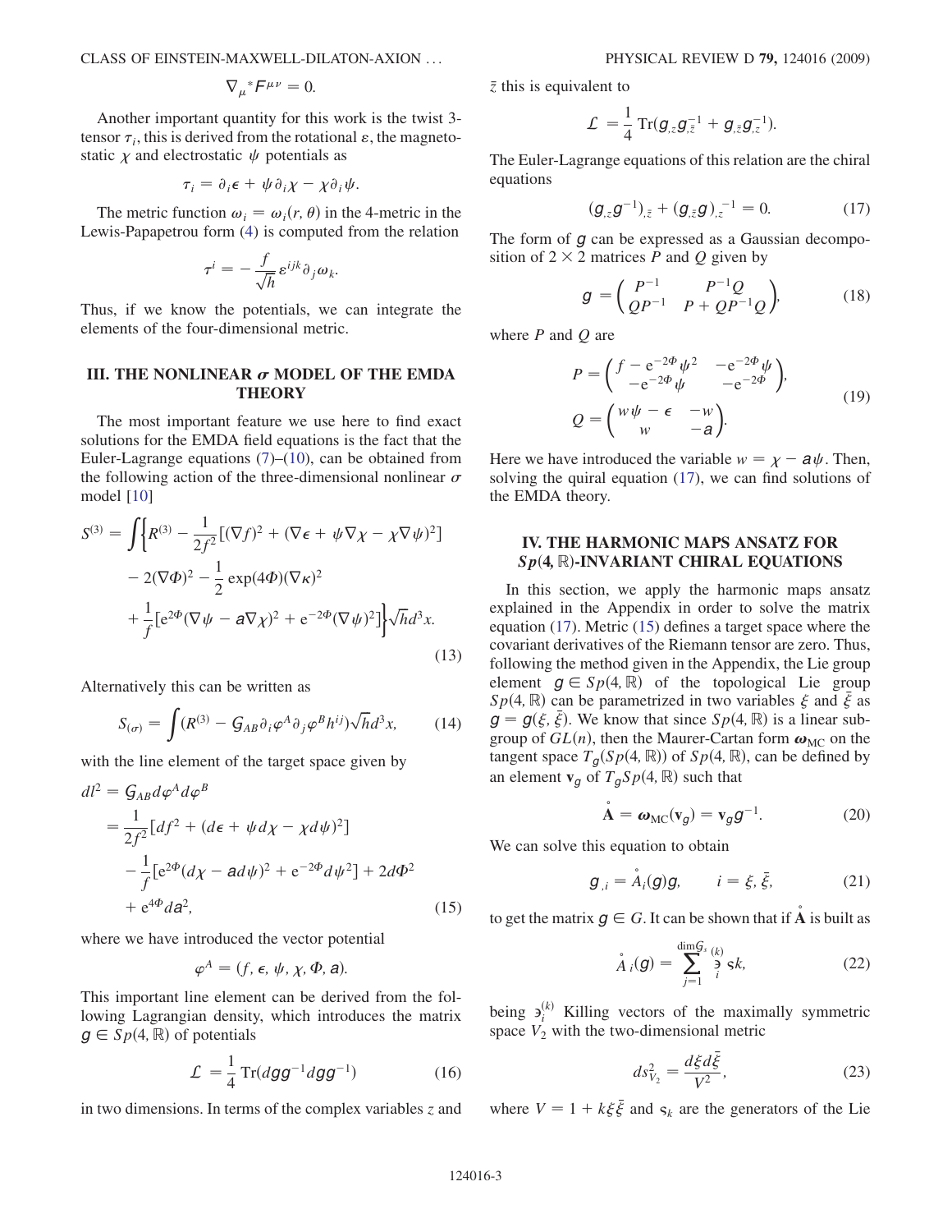$$\nabla_\mu {}^*F^{\mu\nu} = 0.$$

Another important quantity for this work is the twist 3-tensor $\tau_i$, this is derived from the rotational $\varepsilon$, the magnetostatic $\chi$ and electrostatic $\psi$ potentials as

$$\tau_i = \partial_i \epsilon + \psi \partial_i \chi - \chi \partial_i \psi.$$

The metric function $\omega_i = \omega_i(r, \theta)$ in the 4-metric in the Lewis-Papapetrou form (4) is computed from the relation

$$\tau^i = -\frac{f}{\sqrt{h}} \varepsilon^{ijk} \partial_j \omega_k.$$

Thus, if we know the potentials, we can integrate the elements of the four-dimensional metric.

## III. THE NONLINEAR $\sigma$ MODEL OF THE EMDA THEORY

The most important feature we use here to find exact solutions for the EMDA field equations is the fact that the Euler-Lagrange equations (7)–(10), can be obtained from the following action of the three-dimensional nonlinear $\sigma$ model [10]

$$\begin{aligned} S^{(3)} = \int \bigg\{ & R^{(3)} - \frac{1}{2f^2}[(\nabla f)^2 + (\nabla \epsilon + \psi \nabla \chi - \chi \nabla \psi)^2] \\ & - 2(\nabla \Phi)^2 - \frac{1}{2}\exp(4\Phi)(\nabla \kappa)^2 \\ & + \frac{1}{f}[e^{2\Phi}(\nabla \psi - a \nabla \chi)^2 + e^{-2\Phi}(\nabla \psi)^2] \bigg\} \sqrt{h} d^3 x. \end{aligned} \tag{13}$$

Alternatively this can be written as

$$S_{(\sigma)} = \int (R^{(3)} - G_{AB} \partial_i \varphi^A \partial_j \varphi^B h^{ij}) \sqrt{h} d^3 x, \tag{14}$$

with the line element of the target space given by

$$\begin{aligned} dl^2 &= G_{AB} d\varphi^A d\varphi^B \\ &= \frac{1}{2f^2}[df^2 + (d\epsilon + \psi d\chi - \chi d\psi)^2] \\ &\quad - \frac{1}{f}[e^{2\Phi}(d\chi - a d\psi)^2 + e^{-2\Phi} d\psi^2] + 2d\Phi^2 \\ &\quad + e^{4\Phi} da^2, \end{aligned} \tag{15}$$

where we have introduced the vector potential

$$\varphi^A = (f, \epsilon, \psi, \chi, \Phi, a).$$

This important line element can be derived from the following Lagrangian density, which introduces the matrix $g \in Sp(4, \mathbb{R})$ of potentials

$$\mathcal{L} = \frac{1}{4} \operatorname{Tr}(dg g^{-1} dg g^{-1}) \tag{16}$$

in two dimensions. In terms of the complex variables $z$ and $\bar{z}$ this is equivalent to

$$\mathcal{L} = \frac{1}{4} \operatorname{Tr}(g_{,z} g_{,\bar{z}}^{-1} + g_{,\bar{z}} g_{,z}^{-1}).$$

The Euler-Lagrange equations of this relation are the chiral equations

$$(g_{,z} g^{-1})_{,\bar{z}} + (g_{,\bar{z}} g)_{,z}^{-1} = 0. \tag{17}$$

The form of $g$ can be expressed as a Gaussian decomposition of $2 \times 2$ matrices $P$ and $Q$ given by

$$g = \begin{pmatrix} P^{-1} & P^{-1}Q \\ QP^{-1} & P + QP^{-1}Q \end{pmatrix}, \tag{18}$$

where $P$ and $Q$ are

$$\begin{aligned} P &= \begin{pmatrix} f - e^{-2\Phi}\psi^2 & -e^{-2\Phi}\psi \\ -e^{-2\Phi}\psi & -e^{-2\Phi} \end{pmatrix}, \\ Q &= \begin{pmatrix} w\psi - \epsilon & -w \\ w & -a \end{pmatrix}. \end{aligned} \tag{19}$$

Here we have introduced the variable $w = \chi - a\psi$. Then, solving the quiral equation (17), we can find solutions of the EMDA theory.

## IV. THE HARMONIC MAPS ANSATZ FOR $Sp(4, \mathbb{R})$-INVARIANT CHIRAL EQUATIONS

In this section, we apply the harmonic maps ansatz explained in the Appendix in order to solve the matrix equation (17). Metric (15) defines a target space where the covariant derivatives of the Riemann tensor are zero. Thus, following the method given in the Appendix, the Lie group element $g \in Sp(4, \mathbb{R})$ of the topological Lie group $Sp(4, \mathbb{R})$ can be parametrized in two variables $\xi$ and $\bar{\xi}$ as $g = g(\xi, \bar{\xi})$. We know that since $Sp(4, \mathbb{R})$ is a linear subgroup of $GL(n)$, then the Maurer-Cartan form $\boldsymbol{\omega}_{\mathrm{MC}}$ on the tangent space $T_g(Sp(4, \mathbb{R}))$ of $Sp(4, \mathbb{R})$, can be defined by an element $\mathbf{v}_g$ of $T_g Sp(4, \mathbb{R})$ such that

$$\mathring{\mathbf{A}} = \boldsymbol{\omega}_{\mathrm{MC}}(\mathbf{v}_g) = \mathbf{v}_g g^{-1}. \tag{20}$$

We can solve this equation to obtain

$$g_{,i} = \mathring{A}_i(g) g, \qquad i = \xi, \bar{\xi}, \tag{21}$$

to get the matrix $g \in G$. It can be shown that if $\mathring{\mathbf{A}}$ is built as

$$\mathring{A}_i(g) = \sum_{j=1}^{\dim G_s} \underset{i}{\overset{(k)}{\ni}} \varsigma k, \tag{22}$$

being $\ni_i^{(k)}$ Killing vectors of the maximally symmetric space $V_2$ with the two-dimensional metric

$$ds^2_{V_2} = \frac{d\xi d\bar{\xi}}{V^2}, \tag{23}$$

where $V = 1 + k\xi\bar{\xi}$ and $\varsigma_k$ are the generators of the Lie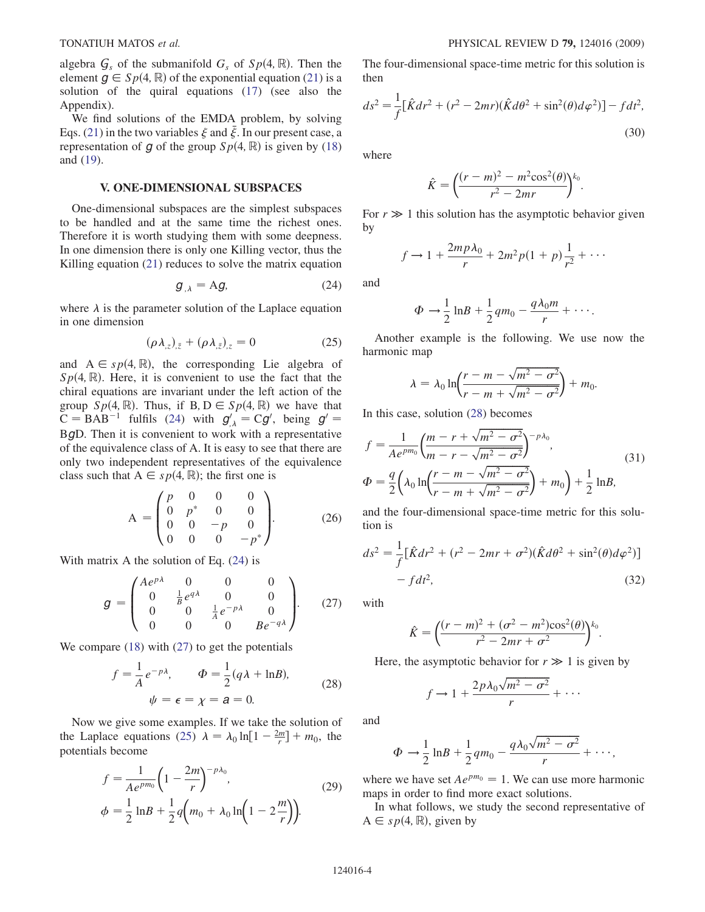algebra $\mathcal{G}_s$ of the submanifold $G_s$ of $Sp(4,\mathbb{R})$. Then the element $g \in Sp(4,\mathbb{R})$ of the exponential equation (21) is a solution of the quiral equations (17) (see also the Appendix).

We find solutions of the EMDA problem, by solving Eqs. (21) in the two variables $\xi$ and $\bar{\xi}$. In our present case, a representation of $g$ of the group $Sp(4,\mathbb{R})$ is given by (18) and (19).

## V. ONE-DIMENSIONAL SUBSPACES

One-dimensional subspaces are the simplest subspaces to be handled and at the same time the richest ones. Therefore it is worth studying them with some deepness. In one dimension there is only one Killing vector, thus the Killing equation (21) reduces to solve the matrix equation

$$g_{,\lambda} = \mathrm{A}g, \tag{24}$$

where $\lambda$ is the parameter solution of the Laplace equation in one dimension

$$(\rho\lambda_{,z})_{,\bar{z}} + (\rho\lambda_{,\bar{z}})_{,z} = 0 \tag{25}$$

and $\mathrm{A} \in sp(4,\mathbb{R})$, the corresponding Lie algebra of $Sp(4,\mathbb{R})$. Here, it is convenient to use the fact that the chiral equations are invariant under the left action of the group $Sp(4,\mathbb{R})$. Thus, if $\mathrm{B},\mathrm{D} \in Sp(4,\mathbb{R})$ we have that $\mathrm{C} = \mathrm{BAB}^{-1}$ fulfils (24) with $g'_{,\lambda} = \mathrm{C}g'$, being $g' = \mathrm{B}g\mathrm{D}$. Then it is convenient to work with a representative of the equivalence class of A. It is easy to see that there are only two independent representatives of the equivalence class such that $\mathrm{A} \in sp(4,\mathbb{R})$; the first one is

$$\mathrm{A} = \begin{pmatrix} p & 0 & 0 & 0 \\ 0 & p^* & 0 & 0 \\ 0 & 0 & -p & 0 \\ 0 & 0 & 0 & -p^* \end{pmatrix}. \tag{26}$$

With matrix A the solution of Eq. (24) is

$$g = \begin{pmatrix} Ae^{p\lambda} & 0 & 0 & 0 \\ 0 & \frac{1}{B}e^{q\lambda} & 0 & 0 \\ 0 & 0 & \frac{1}{A}e^{-p\lambda} & 0 \\ 0 & 0 & 0 & Be^{-q\lambda} \end{pmatrix}. \tag{27}$$

We compare (18) with (27) to get the potentials

$$f = \frac{1}{A}e^{-p\lambda}, \qquad \Phi = \frac{1}{2}(q\lambda + \ln B), \qquad \psi = \epsilon = \chi = a = 0. \tag{28}$$

Now we give some examples. If we take the solution of the Laplace equations (25) $\lambda = \lambda_0 \ln[1 - \frac{2m}{r}] + m_0$, the potentials become

$$f = \frac{1}{Ae^{pm_0}}\left(1 - \frac{2m}{r}\right)^{-p\lambda_0}, \qquad \phi = \frac{1}{2}\ln B + \frac{1}{2}q\left(m_0 + \lambda_0 \ln\left(1 - 2\frac{m}{r}\right)\right). \tag{29}$$

The four-dimensional space-time metric for this solution is then

$$ds^2 = \frac{1}{f}[\hat{K}dr^2 + (r^2 - 2mr)(\hat{K}d\theta^2 + \sin^2(\theta)d\varphi^2)] - fdt^2, \tag{30}$$

where

$$\hat{K} = \left(\frac{(r-m)^2 - m^2\cos^2(\theta)}{r^2 - 2mr}\right)^{k_0}.$$

For $r \gg 1$ this solution has the asymptotic behavior given by

$$f \to 1 + \frac{2mp\lambda_0}{r} + 2m^2p(1+p)\frac{1}{r^2} + \cdots$$

and

$$\Phi \to \frac{1}{2}\ln B + \frac{1}{2}qm_0 - \frac{q\lambda_0 m}{r} + \cdots.$$

Another example is the following. We use now the harmonic map

$$\lambda = \lambda_0 \ln\left(\frac{r - m - \sqrt{m^2 - \sigma^2}}{r - m + \sqrt{m^2 - \sigma^2}}\right) + m_0.$$

In this case, solution (28) becomes

$$f = \frac{1}{Ae^{pm_0}}\left(\frac{m - r + \sqrt{m^2 - \sigma^2}}{m - r - \sqrt{m^2 - \sigma^2}}\right)^{-p\lambda_0}, \qquad \Phi = \frac{q}{2}\left(\lambda_0 \ln\left(\frac{r - m - \sqrt{m^2 - \sigma^2}}{r - m + \sqrt{m^2 - \sigma^2}}\right) + m_0\right) + \frac{1}{2}\ln B, \tag{31}$$

and the four-dimensional space-time metric for this solution is

$$ds^2 = \frac{1}{f}[\hat{K}dr^2 + (r^2 - 2mr + \sigma^2)(\hat{K}d\theta^2 + \sin^2(\theta)d\varphi^2)] - fdt^2, \tag{32}$$

with

$$\hat{K} = \left(\frac{(r-m)^2 + (\sigma^2 - m^2)\cos^2(\theta)}{r^2 - 2mr + \sigma^2}\right)^{k_0}.$$

Here, the asymptotic behavior for $r \gg 1$ is given by

$$f \to 1 + \frac{2p\lambda_0\sqrt{m^2 - \sigma^2}}{r} + \cdots$$

and

$$\Phi \to \frac{1}{2}\ln B + \frac{1}{2}qm_0 - \frac{q\lambda_0\sqrt{m^2 - \sigma^2}}{r} + \cdots,$$

where we have set $Ae^{pm_0} = 1$. We can use more harmonic maps in order to find more exact solutions.

In what follows, we study the second representative of $\mathrm{A} \in sp(4,\mathbb{R})$, given by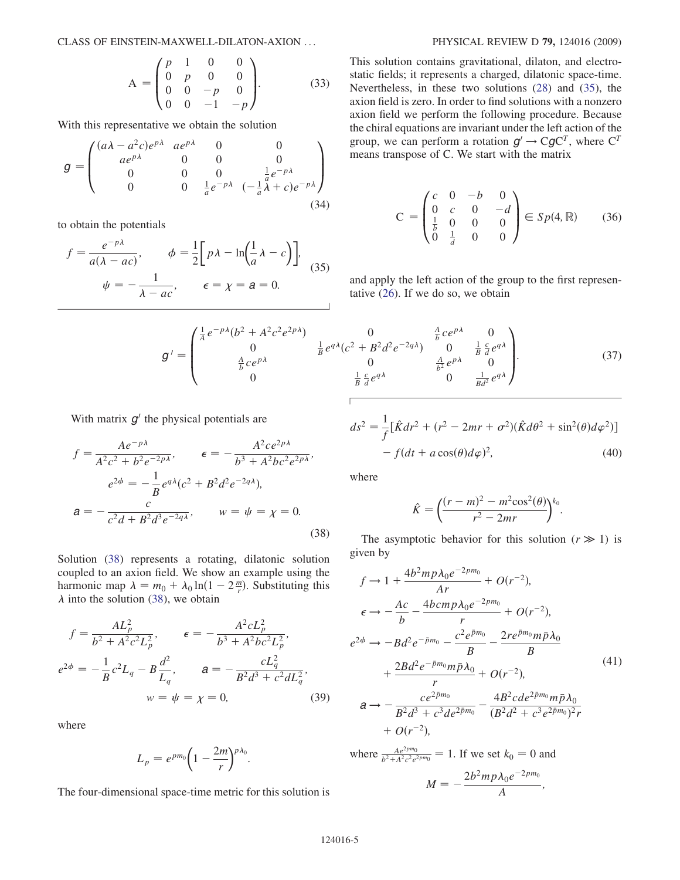$$
\mathrm{A} = \begin{pmatrix} p & 1 & 0 & 0 \\ 0 & p & 0 & 0 \\ 0 & 0 & -p & 0 \\ 0 & 0 & -1 & -p \end{pmatrix}. \tag{33}
$$

With this representative we obtain the solution

$$
g = \begin{pmatrix} (a\lambda - a^2 c)e^{p\lambda} & a e^{p\lambda} & 0 & 0 \\ a e^{p\lambda} & 0 & 0 & 0 \\ 0 & 0 & 0 & \frac{1}{a}e^{-p\lambda} \\ 0 & 0 & \frac{1}{a}e^{-p\lambda} & (-\frac{1}{a}\lambda + c)e^{-p\lambda} \end{pmatrix} \tag{34}
$$

to obtain the potentials

$$
f = \frac{e^{-p\lambda}}{a(\lambda - ac)}, \qquad \phi = \frac{1}{2}\left[ p\lambda - \ln\left(\frac{1}{a}\lambda - c\right)\right], \qquad \psi = -\frac{1}{\lambda - ac}, \qquad \epsilon = \chi = \mathsf{a} = 0. \tag{35}
$$

This solution contains gravitational, dilaton, and electrostatic fields; it represents a charged, dilatonic space-time. Nevertheless, in these two solutions (28) and (35), the axion field is zero. In order to find solutions with a nonzero axion field we perform the following procedure. Because the chiral equations are invariant under the left action of the group, we can perform a rotation $g' \to \mathrm{C} g \mathrm{C}^T$, where $\mathrm{C}^T$ means transpose of C. We start with the matrix

$$
\mathrm{C} = \begin{pmatrix} c & 0 & -b & 0 \\ 0 & c & 0 & -d \\ \frac{1}{b} & 0 & 0 & 0 \\ 0 & \frac{1}{d} & 0 & 0 \end{pmatrix} \in Sp(4, \mathbb{R}) \tag{36}
$$

and apply the left action of the group to the first representative (26). If we do so, we obtain

$$
g' = \begin{pmatrix} \frac{1}{A}e^{-p\lambda}(b^2 + A^2c^2e^{2p\lambda}) & 0 & \frac{A}{b}ce^{p\lambda} & 0 \\ 0 & \frac{1}{B}e^{q\lambda}(c^2 + B^2d^2e^{-2q\lambda}) & 0 & \frac{1}{B}\frac{c}{d}e^{q\lambda} \\ \frac{A}{b}ce^{p\lambda} & 0 & \frac{A}{b^2}e^{p\lambda} & 0 \\ 0 & \frac{1}{B}\frac{c}{d}e^{q\lambda} & 0 & \frac{1}{Bd^2}e^{q\lambda} \end{pmatrix}. \tag{37}
$$

With matrix $g'$ the physical potentials are

$$
\begin{gathered}
f = \frac{Ae^{-p\lambda}}{A^2c^2 + b^2e^{-2p\lambda}}, \qquad \epsilon = -\frac{A^2ce^{2p\lambda}}{b^3 + A^2bc^2e^{2p\lambda}}, \\
e^{2\phi} = -\frac{1}{B}e^{q\lambda}(c^2 + B^2d^2e^{-2q\lambda}), \\
\mathsf{a} = -\frac{c}{c^2d + B^2d^3e^{-2q\lambda}}, \qquad w = \psi = \chi = 0.
\end{gathered} \tag{38}
$$

Solution (38) represents a rotating, dilatonic solution coupled to an axion field. We show an example using the harmonic map $\lambda = m_0 + \lambda_0 \ln(1 - 2\frac{m}{r})$. Substituting this $\lambda$ into the solution (38), we obtain

$$
\begin{gathered}
f = \frac{AL_p^2}{b^2 + A^2c^2L_p^2}, \qquad \epsilon = -\frac{A^2cL_p^2}{b^3 + A^2bc^2L_p^2}, \\
e^{2\phi} = -\frac{1}{B}c^2L_q - B\frac{d^2}{L_q}, \qquad \mathsf{a} = -\frac{cL_q^2}{B^2d^3 + c^2dL_q^2}, \\
w = \psi = \chi = 0,
\end{gathered} \tag{39}
$$

where

$$
L_p = e^{pm_0}\left(1 - \frac{2m}{r}\right)^{p\lambda_0}.
$$

The four-dimensional space-time metric for this solution is

$$
ds^2 = \frac{1}{f}[\hat{K}dr^2 + (r^2 - 2mr + \sigma^2)(\hat{K}d\theta^2 + \sin^2(\theta)d\varphi^2)] - f(dt + a\cos(\theta)d\varphi)^2, \tag{40}
$$

where

$$
\hat{K} = \left(\frac{(r-m)^2 - m^2\cos^2(\theta)}{r^2 - 2mr}\right)^{k_0}.
$$

The asymptotic behavior for this solution ($r \gg 1$) is given by

$$
\begin{aligned}
f &\to 1 + \frac{4b^2mp\lambda_0e^{-2pm_0}}{Ar} + O(r^{-2}), \\
\epsilon &\to -\frac{Ac}{b} - \frac{4bcmp\lambda_0e^{-2pm_0}}{r} + O(r^{-2}), \\
e^{2\phi} &\to -Bd^2e^{-\bar{p}m_0} - \frac{c^2e^{\bar{p}m_0}}{B} - \frac{2re^{\bar{p}m_0}m\bar{p}\lambda_0}{B} \\
&\quad + \frac{2Bd^2e^{-\bar{p}m_0}m\bar{p}\lambda_0}{r} + O(r^{-2}), \\
\mathsf{a} &\to -\frac{ce^{2\bar{p}m_0}}{B^2d^3 + c^3de^{2\bar{p}m_0}} - \frac{4B^2cde^{2\bar{p}m_0}m\bar{p}\lambda_0}{(B^2d^2 + c^3e^{2\bar{p}m_0})^2r} \\
&\quad + O(r^{-2}),
\end{aligned} \tag{41}
$$

where $\frac{Ae^{2pm_0}}{b^2 + A^2c^2e^{2pm_0}} = 1$. If we set $k_0 = 0$ and

$$
M = -\frac{2b^2mp\lambda_0e^{-2pm_0}}{A},
$$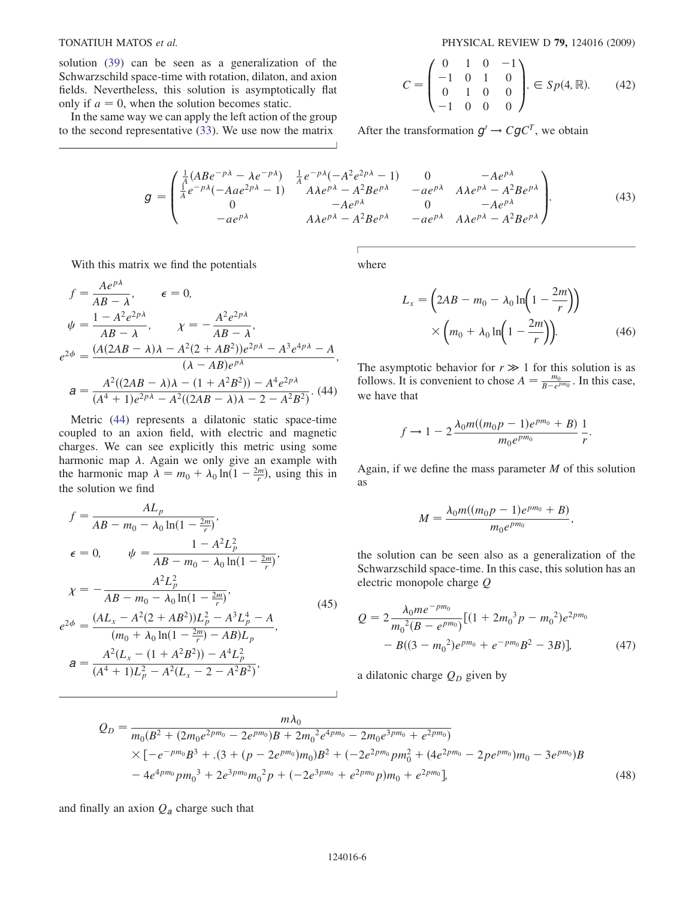solution (39) can be seen as a generalization of the Schwarzschild space-time with rotation, dilaton, and axion fields. Nevertheless, this solution is asymptotically flat only if $a = 0$, when the solution becomes static.

In the same way we can apply the left action of the group to the second representative (33). We use now the matrix

$$C = \begin{pmatrix} 0 & 1 & 0 & -1 \\ -1 & 0 & 1 & 0 \\ 0 & 1 & 0 & 0 \\ -1 & 0 & 0 & 0 \end{pmatrix}. \in Sp(4, \mathbb{R}). \tag{42}$$

After the transformation $g' \rightarrow CgC^T$, we obtain

$$g = \begin{pmatrix} \frac{1}{A}(ABe^{-p\lambda} - \lambda e^{-p\lambda}) & \frac{1}{A}e^{-p\lambda}(-A^2e^{2p\lambda} - 1) & 0 & -Ae^{p\lambda} \\ \frac{1}{A}e^{-p\lambda}(-Aae^{2p\lambda} - 1) & A\lambda e^{p\lambda} - A^2Be^{p\lambda} & -ae^{p\lambda} & A\lambda e^{p\lambda} - A^2Be^{p\lambda} \\ 0 & -Ae^{p\lambda} & 0 & -Ae^{p\lambda} \\ -ae^{p\lambda} & A\lambda e^{p\lambda} - A^2Be^{p\lambda} & -ae^{p\lambda} & A\lambda e^{p\lambda} - A^2Be^{p\lambda} \end{pmatrix}. \tag{43}$$

With this matrix we find the potentials

$$\begin{aligned} f &= \frac{Ae^{p\lambda}}{AB - \lambda}, \qquad \epsilon = 0, \\ \psi &= \frac{1 - A^2e^{2p\lambda}}{AB - \lambda}, \qquad \chi = -\frac{A^2e^{2p\lambda}}{AB - \lambda}, \\ e^{2\phi} &= \frac{(A(2AB - \lambda)\lambda - A^2(2 + AB^2))e^{2p\lambda} - A^3e^{4p\lambda} - A}{(\lambda - AB)e^{p\lambda}}, \\ a &= \frac{A^2((2AB - \lambda)\lambda - (1 + A^2B^2)) - A^4e^{2p\lambda}}{(A^4 + 1)e^{2p\lambda} - A^2((2AB - \lambda)\lambda - 2 - A^2B^2)}. \end{aligned} \tag{44}$$

Metric (44) represents a dilatonic static space-time coupled to an axion field, with electric and magnetic charges. We can see explicitly this metric using some harmonic map $\lambda$. Again we only give an example with the harmonic map $\lambda = m_0 + \lambda_0 \ln(1 - \frac{2m}{r})$, using this in the solution we find

$$\begin{aligned} f &= \frac{AL_p}{AB - m_0 - \lambda_0 \ln(1 - \frac{2m}{r})}, \\ \epsilon &= 0, \qquad \psi = \frac{1 - A^2L_p^2}{AB - m_0 - \lambda_0 \ln(1 - \frac{2m}{r})}, \\ \chi &= -\frac{A^2L_p^2}{AB - m_0 - \lambda_0 \ln(1 - \frac{2m}{r})}, \\ e^{2\phi} &= \frac{(AL_x - A^2(2 + AB^2))L_p^2 - A^3L_p^4 - A}{(m_0 + \lambda_0 \ln(1 - \frac{2m}{r}) - AB)L_p}, \\ a &= \frac{A^2(L_x - (1 + A^2B^2)) - A^4L_p^2}{(A^4 + 1)L_p^2 - A^2(L_x - 2 - A^2B^2)}, \end{aligned} \tag{45}$$

where

$$L_x = \left(2AB - m_0 - \lambda_0 \ln\left(1 - \frac{2m}{r}\right)\right) \times \left(m_0 + \lambda_0 \ln\left(1 - \frac{2m}{r}\right)\right). \tag{46}$$

The asymptotic behavior for $r \gg 1$ for this solution is as follows. It is convenient to chose $A = \frac{m_0}{B - e^{pm_0}}$. In this case, we have that

$$f \rightarrow 1 - 2\frac{\lambda_0 m((m_0p - 1)e^{pm_0} + B)}{m_0e^{pm_0}} \frac{1}{r}.$$

Again, if we define the mass parameter $M$ of this solution as

$$M = \frac{\lambda_0 m((m_0p - 1)e^{pm_0} + B)}{m_0e^{pm_0}},$$

the solution can be seen also as a generalization of the Schwarzschild space-time. In this case, this solution has an electric monopole charge $Q$

$$Q = 2\frac{\lambda_0 me^{-pm_0}}{m_0{}^2(B - e^{pm_0})}[(1 + 2m_0{}^3p - m_0{}^2)e^{2pm_0} - B((3 - m_0{}^2)e^{pm_0} + e^{-pm_0}B^2 - 3B)], \tag{47}$$

a dilatonic charge $Q_D$ given by

$$\begin{aligned} Q_D = &\frac{m\lambda_0}{m_0(B^2 + (2m_0e^{2pm_0} - 2e^{pm_0})B + 2m_0{}^2e^{4pm_0} - 2m_0e^{3pm_0} + e^{2pm_0})} \\ &\times [-e^{-pm_0}B^3 + .(3 + (p - 2e^{pm_0})m_0)B^2 + (-2e^{2pm_0}pm_0^2 + (4e^{2pm_0} - 2pe^{pm_0})m_0 - 3e^{pm_0})B \\ &- 4e^{4pm_0}pm_0{}^3 + 2e^{3pm_0}m_0{}^2p + (-2e^{3pm_0} + e^{2pm_0}p)m_0 + e^{2pm_0}], \end{aligned} \tag{48}$$

and finally an axion $Q_a$ charge such that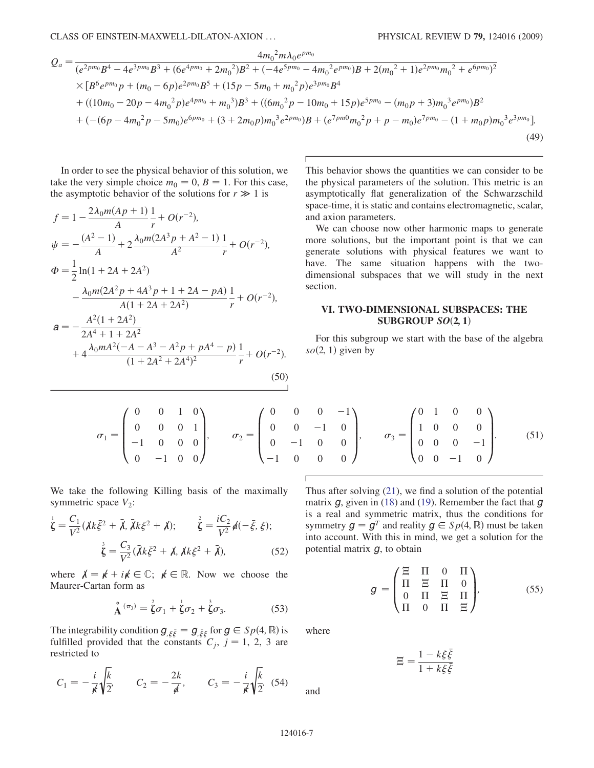$$
\begin{aligned}
Q_a = \; & \frac{4{m_0}^2 m\lambda_0 e^{pm_0}}{(e^{2pm_0}B^4 - 4e^{3pm_0}B^3 + (6e^{4pm_0} + 2{m_0}^2)B^2 + (-4e^{5pm_0} - 4{m_0}^2 e^{pm_0})B + 2({m_0}^2 + 1)e^{2pm_0}{m_0}^2 + e^{6pm_0})^2} \\
& \times [B^6 e^{pm_0} p + (m_0 - 6p)e^{2pm_0}B^5 + (15p - 5m_0 + {m_0}^2 p)e^{3pm_0}B^4 \\
& + ((10m_0 - 20p - 4{m_0}^2 p)e^{4pm_0} + {m_0}^3)B^3 + ((6{m_0}^2 p - 10m_0 + 15p)e^{5pm_0} - (m_0 p + 3){m_0}^3 e^{pm_0})B^2 \\
& + (-(6p - 4{m_0}^2 p - 5m_0)e^{6pm_0} + (3 + 2m_0 p){m_0}^3 e^{2pm_0})B + (e^{7pm0}{m_0}^2 p + p - m_0)e^{7pm_0} - (1 + m_0 p){m_0}^3 e^{3pm_0}].
\end{aligned}
\tag{49}
$$

In order to see the physical behavior of this solution, we take the very simple choice $m_0 = 0$, $B = 1$. For this case, the asymptotic behavior of the solutions for $r \gg 1$ is

$$
\begin{aligned}
f &= 1 - \frac{2\lambda_0 m(Ap + 1)}{A}\frac{1}{r} + O(r^{-2}), \\
\psi &= -\frac{(A^2 - 1)}{A} + 2\frac{\lambda_0 m(2A^3 p + A^2 - 1)}{A^2}\frac{1}{r} + O(r^{-2}), \\
\Phi &= \frac{1}{2}\ln(1 + 2A + 2A^2) \\
&\quad - \frac{\lambda_0 m(2A^2 p + 4A^3 p + 1 + 2A - pA)}{A(1 + 2A + 2A^2)}\frac{1}{r} + O(r^{-2}), \\
a &= -\frac{A^2(1 + 2A^2)}{2A^4 + 1 + 2A^2} \\
&\quad + 4\frac{\lambda_0 m A^2(-A - A^3 - A^2 p + pA^4 - p)}{(1 + 2A^2 + 2A^4)^2}\frac{1}{r} + O(r^{-2}).
\end{aligned}
\tag{50}
$$

This behavior shows the quantities we can consider to be the physical parameters of the solution. This metric is an asymptotically flat generalization of the Schwarzschild space-time, it is static and contains electromagnetic, scalar, and axion parameters.

We can choose now other harmonic maps to generate more solutions, but the important point is that we can generate solutions with physical features we want to have. The same situation happens with the two-dimensional subspaces that we will study in the next section.

## VI. TWO-DIMENSIONAL SUBSPACES: THE SUBGROUP $SO(2, 1)$

For this subgroup we start with the base of the algebra $so(2, 1)$ given by

$$
\sigma_1 = \begin{pmatrix} 0 & 0 & 1 & 0 \\ 0 & 0 & 0 & 1 \\ -1 & 0 & 0 & 0 \\ 0 & -1 & 0 & 0 \end{pmatrix}, \qquad
\sigma_2 = \begin{pmatrix} 0 & 0 & 0 & -1 \\ 0 & 0 & -1 & 0 \\ 0 & -1 & 0 & 0 \\ -1 & 0 & 0 & 0 \end{pmatrix}, \qquad
\sigma_3 = \begin{pmatrix} 0 & 1 & 0 & 0 \\ 1 & 0 & 0 & 0 \\ 0 & 0 & 0 & -1 \\ 0 & 0 & -1 & 0 \end{pmatrix}.
\tag{51}
$$

We take the following Killing basis of the maximally symmetric space $V_2$:

$$
\overset{1}{\zeta} = \frac{C_1}{V^2}(\chi k\bar{\xi}^2 + \bar{\chi}, \bar{\chi}k\xi^2 + \chi); \qquad \overset{2}{\zeta} = \frac{iC_2}{V^2}\not{d}(-\bar{\xi}, \xi);
$$
$$
\overset{3}{\zeta} = \frac{C_3}{V^2}(\bar{\chi}k\bar{\xi}^2 + \chi, \chi k\xi^2 + \bar{\chi}),
\tag{52}
$$

where $\chi = \not{k} + i\not{k} \in \mathbb{C}$; $\not{k} \in \mathbb{R}$. Now we choose the Maurer-Cartan form as

$$
\overset{\circ}{\mathbf{A}}{}^{(\pi_3)} = \overset{2}{\zeta}\sigma_1 + \overset{1}{\zeta}\sigma_2 + \overset{3}{\zeta}\sigma_3.
\tag{53}
$$

The integrability condition $g_{,\xi\bar{\xi}} = g_{,\bar{\xi}\xi}$ for $g \in Sp(4, \mathbb{R})$ is fulfilled provided that the constants $C_j$, $j = 1, 2, 3$ are restricted to

$$
C_1 = -\frac{i}{\not{k}}\sqrt{\frac{k}{2}}, \qquad C_2 = -\frac{2k}{\not{d}}, \qquad C_3 = -\frac{i}{\not{k}}\sqrt{\frac{k}{2}}.
\tag{54}
$$

Thus after solving (21), we find a solution of the potential matrix $g$, given in (18) and (19). Remember the fact that $g$ is a real and symmetric matrix, thus the conditions for symmetry $g = g^T$ and reality $g \in Sp(4, \mathbb{R})$ must be taken into account. With this in mind, we get a solution for the potential matrix $g$, to obtain

$$
g = \begin{pmatrix} \Xi & \Pi & 0 & \Pi \\ \Pi & \Xi & \Pi & 0 \\ 0 & \Pi & \Xi & \Pi \\ \Pi & 0 & \Pi & \Xi \end{pmatrix},
\tag{55}
$$

where

$$
\Xi = \frac{1 - k\xi\bar{\xi}}{1 + k\xi\bar{\xi}}
$$

and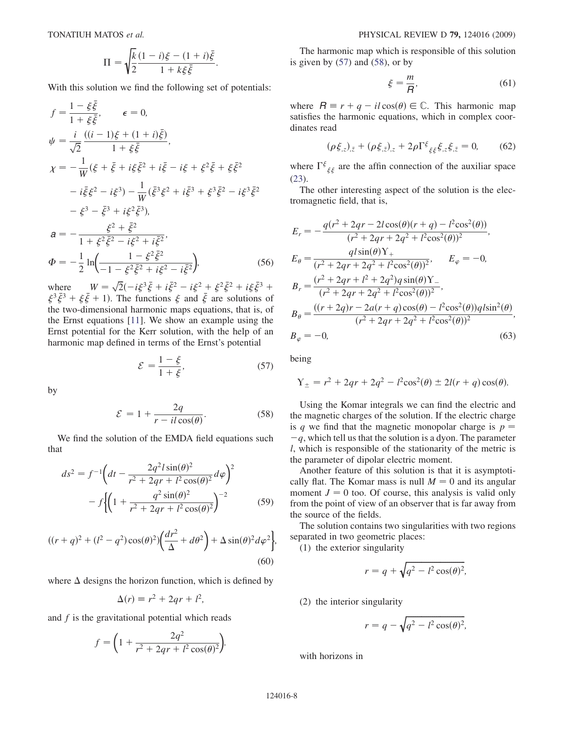$$\Pi = \sqrt{\frac{k}{2}} \frac{(1-i)\xi - (1+i)\bar{\xi}}{1 + k\xi\bar{\xi}}.$$

With this solution we find the following set of potentials:

$$
\begin{aligned}
f &= \frac{1 - \xi\bar{\xi}}{1 + \xi\bar{\xi}}, \qquad \epsilon = 0, \\
\psi &= \frac{i}{\sqrt{2}} \frac{((i-1)\xi + (1+i)\bar{\xi})}{1 + \xi\bar{\xi}}, \\
\chi &= -\frac{1}{W}(\xi + \bar{\xi} + i\xi\bar{\xi}^2 + i\bar{\xi} - i\xi + \xi^2\bar{\xi} + \xi\bar{\xi}^2 \\
&\quad - i\bar{\xi}\xi^2 - i\xi^3) - \frac{1}{W}(\bar{\xi}^3\xi^2 + i\bar{\xi}^3 + \xi^3\bar{\xi}^2 - i\xi^3\bar{\xi}^2 \\
&\quad - \xi^3 - \bar{\xi}^3 + i\xi^2\bar{\xi}^3), \\
a &= -\frac{\xi^2 + \bar{\xi}^2}{1 + \xi^2\bar{\xi}^2 - i\xi^2 + i\bar{\xi}^2}, \\
\Phi &= -\frac{1}{2}\ln\left(\frac{1 - \xi^2\bar{\xi}^2}{-1 - \xi^2\bar{\xi}^2 + i\xi^2 - i\bar{\xi}^2}\right),
\end{aligned}
\tag{56}
$$

where $W = \sqrt{2}(-i\xi^3\bar{\xi} + i\bar{\xi}^2 - i\xi^2 + \xi^2\bar{\xi}^2 + i\xi\bar{\xi}^3 + \xi^3\bar{\xi}^3 + \xi\bar{\xi} + 1)$. The functions $\xi$ and $\bar{\xi}$ are solutions of the two-dimensional harmonic maps equations, that is, of the Ernst equations [11]. We show an example using the Ernst potential for the Kerr solution, with the help of an harmonic map defined in terms of the Ernst's potential

$$\mathcal{E} = \frac{1 - \xi}{1 + \xi}, \tag{57}$$

by

$$\mathcal{E} = 1 + \frac{2q}{r - il\cos(\theta)}. \tag{58}$$

We find the solution of the EMDA field equations such that

$$
\begin{aligned}
ds^2 &= f^{-1}\left(dt - \frac{2q^2 l\sin(\theta)^2}{r^2 + 2qr + l^2\cos(\theta)^2}d\varphi\right)^2 \\
&\quad - f\Bigg\{\left(1 + \frac{q^2\sin(\theta)^2}{r^2 + 2qr + l^2\cos(\theta)^2}\right)^{-2}
\end{aligned}
\tag{59}
$$

$$((r+q)^2 + (l^2 - q^2)\cos(\theta)^2)\left(\frac{dr^2}{\Delta} + d\theta^2\right) + \Delta\sin(\theta)^2 d\varphi^2\Bigg\}, \tag{60}$$

where $\Delta$ designs the horizon function, which is defined by

$$\Delta(r) \equiv r^2 + 2qr + l^2,$$

and $f$ is the gravitational potential which reads

$$f = \left(1 + \frac{2q^2}{r^2 + 2qr + l^2\cos(\theta)^2}\right).$$

The harmonic map which is responsible of this solution is given by (57) and (58), or by

$$\xi = \frac{m}{R}, \tag{61}$$

where $R \equiv r + q - il\cos(\theta) \in \mathbb{C}$. This harmonic map satisfies the harmonic equations, which in complex coordinates read

$$(\rho\xi_{,z})_{,\bar{z}} + (\rho\xi_{,\bar{z}})_{,z} + 2\rho\Gamma^{\xi}{}_{\xi\xi}\xi_{,z}\xi_{,\bar{z}} = 0, \tag{62}$$

where $\Gamma^{\xi}{}_{\xi\xi}$ are the affin connection of the auxiliar space (23).

The other interesting aspect of the solution is the electromagnetic field, that is,

$$
\begin{aligned}
E_r &= -\frac{q(r^2 + 2qr - 2l\cos(\theta)(r+q) - l^2\cos^2(\theta))}{(r^2 + 2qr + 2q^2 + l^2\cos^2(\theta))^2}, \\
E_\theta &= \frac{ql\sin(\theta)\Upsilon_+}{(r^2 + 2qr + 2q^2 + l^2\cos^2(\theta))^2}, \qquad E_\varphi = -0, \\
B_r &= \frac{(r^2 + 2qr + l^2 + 2q^2)q\sin(\theta)\Upsilon_-}{(r^2 + 2qr + 2q^2 + l^2\cos^2(\theta))^2}, \\
B_\theta &= \frac{((r+2q)r - 2a(r+q)\cos(\theta) - l^2\cos^2(\theta))ql\sin^2(\theta)}{(r^2 + 2qr + 2q^2 + l^2\cos^2(\theta))^2}, \\
B_\varphi &= -0,
\end{aligned}
\tag{63}
$$

being

$$\Upsilon_\pm = r^2 + 2qr + 2q^2 - l^2\cos^2(\theta) \pm 2l(r+q)\cos(\theta).$$

Using the Komar integrals we can find the electric and the magnetic charges of the solution. If the electric charge is $q$ we find that the magnetic monopolar charge is $p = -q$, which tell us that the solution is a dyon. The parameter $l$, which is responsible of the stationarity of the metric is the parameter of dipolar electric moment.

Another feature of this solution is that it is asymptotically flat. The Komar mass is null $M = 0$ and its angular moment $J = 0$ too. Of course, this analysis is valid only from the point of view of an observer that is far away from the source of the fields.

The solution contains two singularities with two regions separated in two geometric places:

(1) the exterior singularity

$$r = q + \sqrt{q^2 - l^2\cos(\theta)^2},$$

(2) the interior singularity

$$r = q - \sqrt{q^2 - l^2\cos(\theta)^2},$$

with horizons in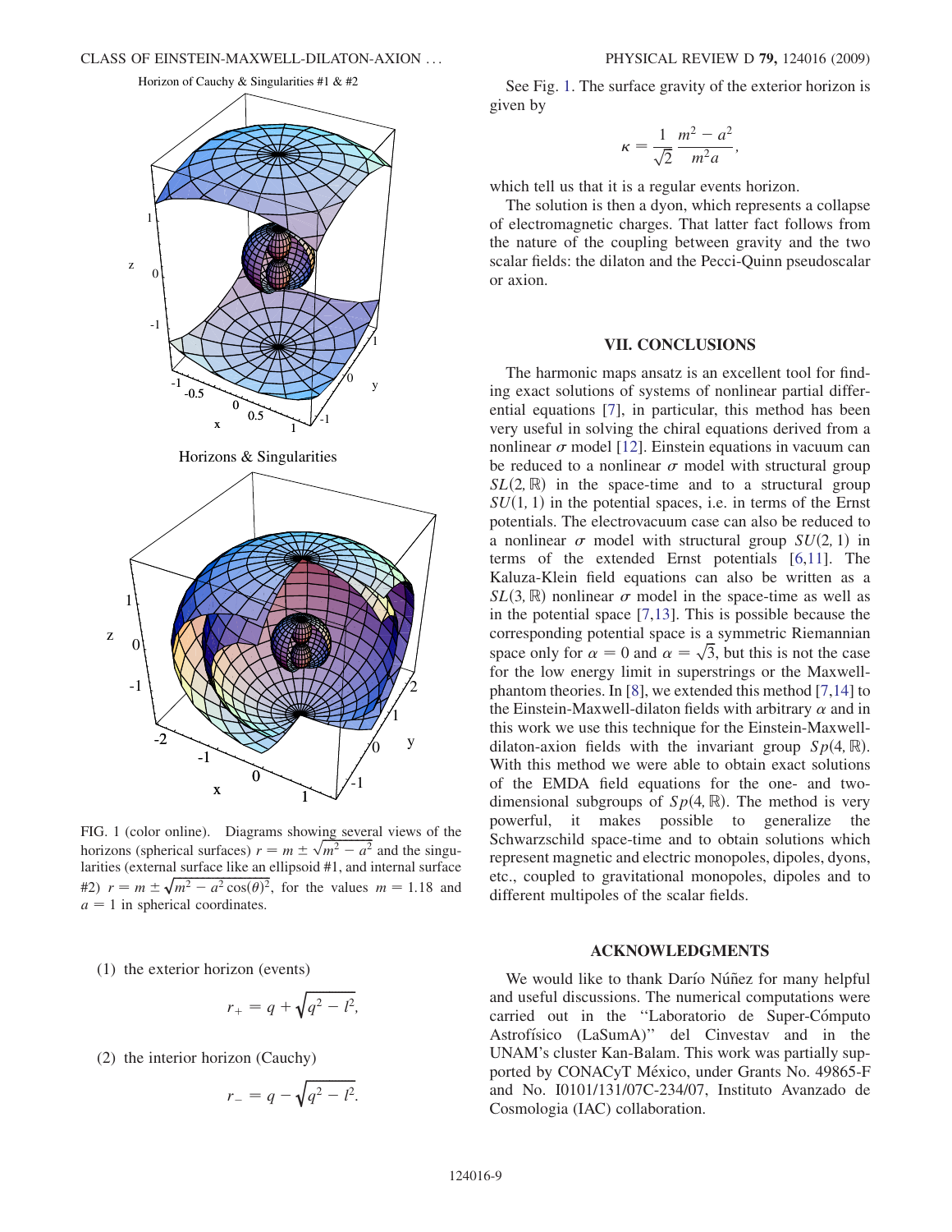Horizon of Cauchy & Singularities #1 & #2

Horizons & Singularities

FIG. 1 (color online). Diagrams showing several views of the horizons (spherical surfaces) $r = m \pm \sqrt{m^2 - a^2}$ and the singularities (external surface like an ellipsoid #1, and internal surface #2) $r = m \pm \sqrt{m^2 - a^2 \cos(\theta)^2}$, for the values $m = 1.18$ and $a = 1$ in spherical coordinates.

(1) the exterior horizon (events)

$$r_+ = q + \sqrt{q^2 - l^2},$$

(2) the interior horizon (Cauchy)

$$r_- = q - \sqrt{q^2 - l^2}.$$

See Fig. 1. The surface gravity of the exterior horizon is given by

$$\kappa = \frac{1}{\sqrt{2}} \frac{m^2 - a^2}{m^2 a},$$

which tell us that it is a regular events horizon.

The solution is then a dyon, which represents a collapse of electromagnetic charges. That latter fact follows from the nature of the coupling between gravity and the two scalar fields: the dilaton and the Pecci-Quinn pseudoscalar or axion.

## VII. CONCLUSIONS

The harmonic maps ansatz is an excellent tool for finding exact solutions of systems of nonlinear partial differential equations [7], in particular, this method has been very useful in solving the chiral equations derived from a nonlinear $\sigma$ model [12]. Einstein equations in vacuum can be reduced to a nonlinear $\sigma$ model with structural group $SL(2,\mathbb{R})$ in the space-time and to a structural group $SU(1,1)$ in the potential spaces, i.e. in terms of the Ernst potentials. The electrovacuum case can also be reduced to a nonlinear $\sigma$ model with structural group $SU(2,1)$ in terms of the extended Ernst potentials [6,11]. The Kaluza-Klein field equations can also be written as a $SL(3,\mathbb{R})$ nonlinear $\sigma$ model in the space-time as well as in the potential space [7,13]. This is possible because the corresponding potential space is a symmetric Riemannian space only for $\alpha = 0$ and $\alpha = \sqrt{3}$, but this is not the case for the low energy limit in superstrings or the Maxwell-phantom theories. In [8], we extended this method [7,14] to the Einstein-Maxwell-dilaton fields with arbitrary $\alpha$ and in this work we use this technique for the Einstein-Maxwell-dilaton-axion fields with the invariant group $Sp(4,\mathbb{R})$. With this method we were able to obtain exact solutions of the EMDA field equations for the one- and two-dimensional subgroups of $Sp(4,\mathbb{R})$. The method is very powerful, it makes possible to generalize the Schwarzschild space-time and to obtain solutions which represent magnetic and electric monopoles, dipoles, dyons, etc., coupled to gravitational monopoles, dipoles and to different multipoles of the scalar fields.

## ACKNOWLEDGMENTS

We would like to thank Darío Núñez for many helpful and useful discussions. The numerical computations were carried out in the "Laboratorio de Super-Cómputo Astrofísico (LaSumA)" del Cinvestav and in the UNAM's cluster Kan-Balam. This work was partially supported by CONACyT México, under Grants No. 49865-F and No. I0101/131/07C-234/07, Instituto Avanzado de Cosmologia (IAC) collaboration.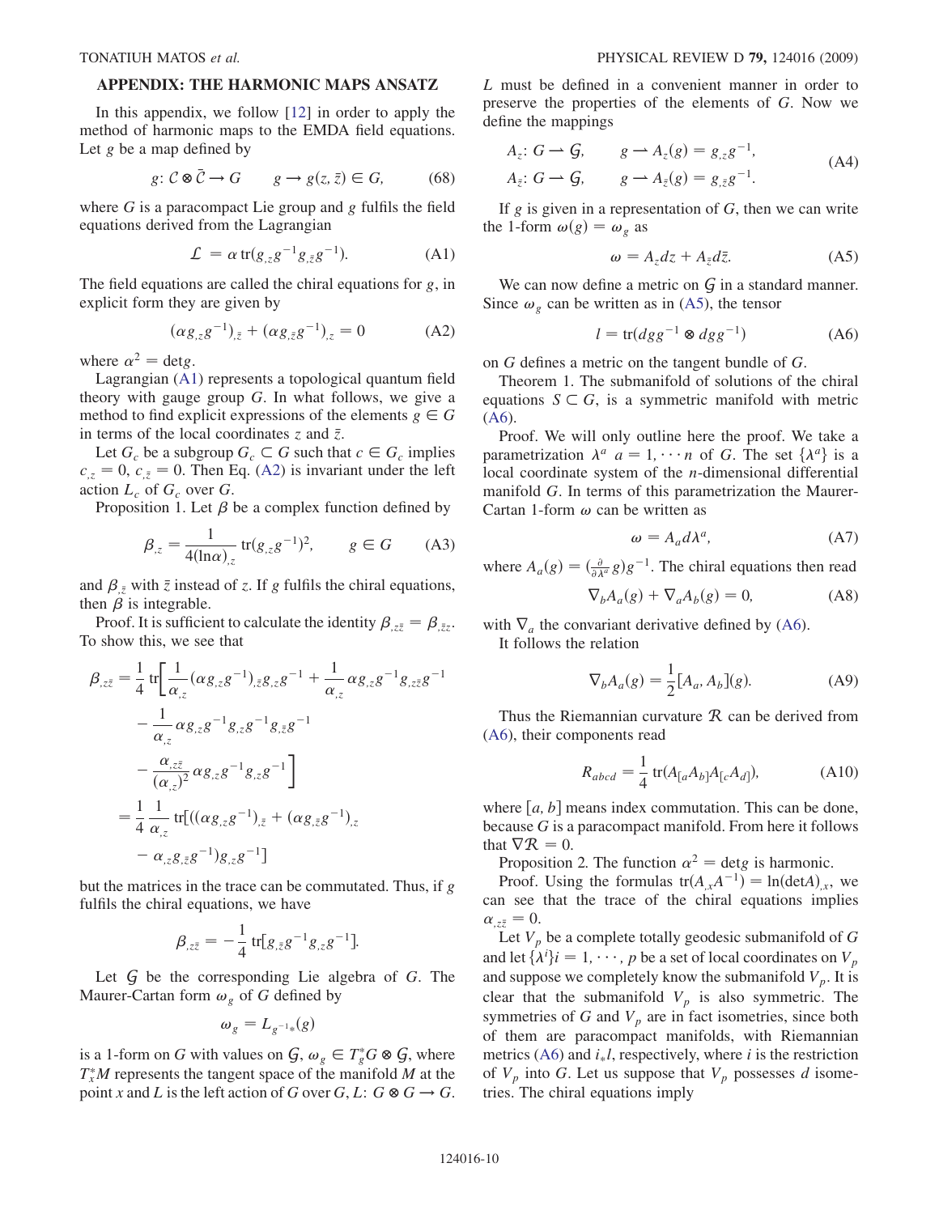## APPENDIX: THE HARMONIC MAPS ANSATZ

In this appendix, we follow [12] in order to apply the method of harmonic maps to the EMDA field equations. Let $g$ be a map defined by

$$g: \mathcal{C} \otimes \bar{\mathcal{C}} \to G \qquad g \to g(z, \bar{z}) \in G, \tag{68}$$

where $G$ is a paracompact Lie group and $g$ fulfils the field equations derived from the Lagrangian

$$\mathcal{L} = \alpha\, \mathrm{tr}(g_{,z} g^{-1} g_{,\bar{z}} g^{-1}). \tag{A1}$$

The field equations are called the chiral equations for $g$, in explicit form they are given by

$$(\alpha g_{,z} g^{-1})_{,\bar{z}} + (\alpha g_{,\bar{z}} g^{-1})_{,z} = 0 \tag{A2}$$

where $\alpha^2 = \det g$.

Lagrangian (A1) represents a topological quantum field theory with gauge group $G$. In what follows, we give a method to find explicit expressions of the elements $g \in G$ in terms of the local coordinates $z$ and $\bar{z}$.

Let $G_c$ be a subgroup $G_c \subset G$ such that $c \in G_c$ implies $c_{,z} = 0$, $c_{,\bar{z}} = 0$. Then Eq. (A2) is invariant under the left action $L_c$ of $G_c$ over $G$.

Proposition 1. Let $\beta$ be a complex function defined by

$$\beta_{,z} = \frac{1}{4(\ln\alpha)_{,z}} \mathrm{tr}(g_{,z} g^{-1})^2, \qquad g \in G \tag{A3}$$

and $\beta_{,\bar{z}}$ with $\bar{z}$ instead of $z$. If $g$ fulfils the chiral equations, then $\beta$ is integrable.

Proof. It is sufficient to calculate the identity $\beta_{,z\bar{z}} = \beta_{,\bar{z}z}$. To show this, we see that

$$\begin{aligned}
\beta_{,z\bar{z}} = \frac{1}{4}\, \mathrm{tr}\bigg[ &\frac{1}{\alpha_{,z}} (\alpha g_{,z} g^{-1})_{,\bar{z}} g_{,z} g^{-1} + \frac{1}{\alpha_{,z}} \alpha g_{,z} g^{-1} g_{,z\bar{z}} g^{-1} \\
&- \frac{1}{\alpha_{,z}} \alpha g_{,z} g^{-1} g_{,z} g^{-1} g_{,\bar{z}} g^{-1} \\
&- \frac{\alpha_{,z\bar{z}}}{(\alpha_{,z})^2} \alpha g_{,z} g^{-1} g_{,z} g^{-1} \bigg] \\
= \frac{1}{4} \frac{1}{\alpha_{,z}}\, \mathrm{tr}[&((\alpha g_{,z} g^{-1})_{,\bar{z}} + (\alpha g_{,\bar{z}} g^{-1})_{,z} \\
&- \alpha_{,z} g_{,\bar{z}} g^{-1}) g_{,z} g^{-1}]
\end{aligned}$$

but the matrices in the trace can be commutated. Thus, if $g$ fulfils the chiral equations, we have

$$\beta_{,z\bar{z}} = -\frac{1}{4}\, \mathrm{tr}[g_{,\bar{z}} g^{-1} g_{,z} g^{-1}].$$

Let $\mathcal{G}$ be the corresponding Lie algebra of $G$. The Maurer-Cartan form $\omega_g$ of $G$ defined by

$$\omega_g = L_{g^{-1}*}(g)$$

is a 1-form on $G$ with values on $\mathcal{G}$, $\omega_g \in T_g^* G \otimes \mathcal{G}$, where $T_x^* M$ represents the tangent space of the manifold $M$ at the point $x$ and $L$ is the left action of $G$ over $G$, $L$: $G \otimes G \to G$. $L$ must be defined in a convenient manner in order to preserve the properties of the elements of $G$. Now we define the mappings

$$\begin{aligned}
A_z&: G \to \mathcal{G}, \qquad g \to A_z(g) = g_{,z} g^{-1}, \\
A_{\bar{z}}&: G \to \mathcal{G}, \qquad g \to A_{\bar{z}}(g) = g_{,\bar{z}} g^{-1}.
\end{aligned} \tag{A4}$$

If $g$ is given in a representation of $G$, then we can write the 1-form $\omega(g) = \omega_g$ as

$$\omega = A_z dz + A_{\bar{z}} d\bar{z}. \tag{A5}$$

We can now define a metric on $\mathcal{G}$ in a standard manner. Since $\omega_g$ can be written as in (A5), the tensor

$$l = \mathrm{tr}(dg g^{-1} \otimes dg g^{-1}) \tag{A6}$$

on $G$ defines a metric on the tangent bundle of $G$.

Theorem 1. The submanifold of solutions of the chiral equations $S \subset G$, is a symmetric manifold with metric (A6).

Proof. We will only outline here the proof. We take a parametrization $\lambda^a$ $a = 1, \cdots n$ of $G$. The set $\{\lambda^a\}$ is a local coordinate system of the $n$-dimensional differential manifold $G$. In terms of this parametrization the Maurer-Cartan 1-form $\omega$ can be written as

$$\omega = A_a d\lambda^a, \tag{A7}$$

where $A_a(g) = (\frac{\partial}{\partial \lambda^a} g) g^{-1}$. The chiral equations then read

$$\nabla_b A_a(g) + \nabla_a A_b(g) = 0, \tag{A8}$$

with $\nabla_a$ the convariant derivative defined by (A6).

It follows the relation

$$\nabla_b A_a(g) = \frac{1}{2}[A_a, A_b](g). \tag{A9}$$

Thus the Riemannian curvature $\mathcal{R}$ can be derived from (A6), their components read

$$R_{abcd} = \frac{1}{4}\, \mathrm{tr}(A_{[a} A_{b]} A_{[c} A_{d]}), \tag{A10}$$

where $[a, b]$ means index commutation. This can be done, because $G$ is a paracompact manifold. From here it follows that $\nabla \mathcal{R} = 0$.

Proposition 2. The function $\alpha^2 = \det g$ is harmonic.

Proof. Using the formulas $\mathrm{tr}(A_{,x} A^{-1}) = \ln(\det A)_{,x}$, we can see that the trace of the chiral equations implies $\alpha_{,z\bar{z}} = 0$.

Let $V_p$ be a complete totally geodesic submanifold of $G$ and let $\{\lambda^i\} i = 1, \cdots, p$ be a set of local coordinates on $V_p$ and suppose we completely know the submanifold $V_p$. It is clear that the submanifold $V_p$ is also symmetric. The symmetries of $G$ and $V_p$ are in fact isometries, since both of them are paracompact manifolds, with Riemannian metrics (A6) and $i_* l$, respectively, where $i$ is the restriction of $V_p$ into $G$. Let us suppose that $V_p$ possesses $d$ isometries. The chiral equations imply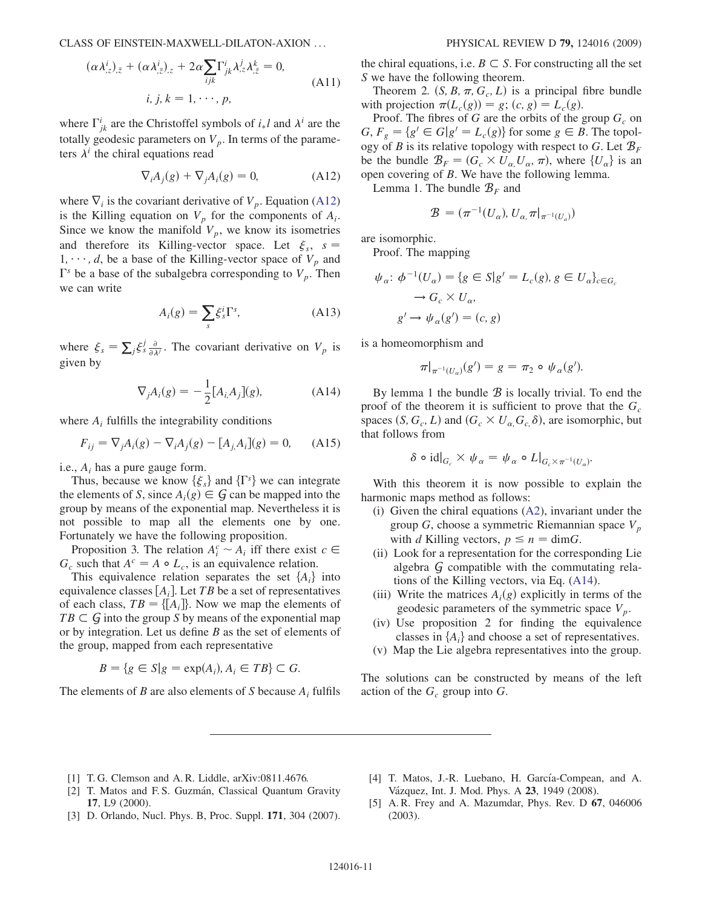$$(\alpha\lambda^{i}_{,z})_{,\bar{z}} + (\alpha\lambda^{i}_{,\bar{z}})_{,z} + 2\alpha\sum_{ijk}\Gamma^{i}_{jk}\lambda^{j}_{,z}\lambda^{k}_{,\bar{z}} = 0, \qquad i, j, k = 1, \cdots, p, \tag{A11}$$

where $\Gamma^{i}_{jk}$ are the Christoffel symbols of $i_* l$ and $\lambda^i$ are the totally geodesic parameters on $V_p$. In terms of the parameters $\lambda^i$ the chiral equations read

$$\nabla_i A_j(g) + \nabla_j A_i(g) = 0, \tag{A12}$$

where $\nabla_i$ is the covariant derivative of $V_p$. Equation (A12) is the Killing equation on $V_p$ for the components of $A_i$. Since we know the manifold $V_p$, we know its isometries and therefore its Killing-vector space. Let $\xi_s$, $s = 1, \cdots, d$, be a base of the Killing-vector space of $V_p$ and $\Gamma^s$ be a base of the subalgebra corresponding to $V_p$. Then we can write

$$A_i(g) = \sum_s \xi^i_s \Gamma^s, \tag{A13}$$

where $\xi_s = \sum_j \xi^j_s \frac{\partial}{\partial \lambda^j}$. The covariant derivative on $V_p$ is given by

$$\nabla_j A_i(g) = -\frac{1}{2}[A_i, A_j](g), \tag{A14}$$

where $A_i$ fulfills the integrability conditions

$$F_{ij} = \nabla_j A_i(g) - \nabla_i A_j(g) - [A_j, A_i](g) = 0, \tag{A15}$$

i.e., $A_i$ has a pure gauge form.

Thus, because we know $\{\xi_s\}$ and $\{\Gamma^s\}$ we can integrate the elements of $S$, since $A_i(g) \in \mathcal{G}$ can be mapped into the group by means of the exponential map. Nevertheless it is not possible to map all the elements one by one. Fortunately we have the following proposition.

Proposition 3. The relation $A^c_i \sim A_i$ iff there exist $c \in G_c$ such that $A^c = A \circ L_c$, is an equivalence relation.

This equivalence relation separates the set $\{A_i\}$ into equivalence classes $[A_i]$. Let $TB$ be a set of representatives of each class, $TB = \{[A_i]\}$. Now we map the elements of $TB \subset \mathcal{G}$ into the group $S$ by means of the exponential map or by integration. Let us define $B$ as the set of elements of the group, mapped from each representative

$$B = \{g \in S | g = \exp(A_i), A_i \in TB\} \subset G.$$

The elements of $B$ are also elements of $S$ because $A_i$ fulfils the chiral equations, i.e. $B \subset S$. For constructing all the set $S$ we have the following theorem.

Theorem 2. $(S, B, \pi, G_c, L)$ is a principal fibre bundle with projection $\pi(L_c(g)) = g$; $(c, g) = L_c(g)$.

Proof. The fibres of $G$ are the orbits of the group $G_c$ on $G$, $F_g = \{g' \in G | g' = L_c(g)\}$ for some $g \in B$. The topology of $B$ is its relative topology with respect to $G$. Let $\mathcal{B}_F$ be the bundle $\mathcal{B}_F = (G_c \times U_\alpha, U_\alpha, \pi)$, where $\{U_\alpha\}$ is an open covering of $B$. We have the following lemma.

Lemma 1. The bundle $\mathcal{B}_F$ and

$$\mathcal{B} = (\pi^{-1}(U_\alpha), U_\alpha, \pi|_{\pi^{-1}(U_\alpha)})$$

are isomorphic.

Proof. The mapping

$$\psi_\alpha \colon \phi^{-1}(U_\alpha) = \{g \in S | g' = L_c(g), g \in U_\alpha\}_{c \in G_c} \to G_c \times U_\alpha,$$
$$g' \to \psi_\alpha(g') = (c, g)$$

is a homeomorphism and

$$\pi|_{\pi^{-1}(U_\alpha)}(g') = g = \pi_2 \circ \psi_\alpha(g').$$

By lemma 1 the bundle $\mathcal{B}$ is locally trivial. To end the proof of the theorem it is sufficient to prove that the $G_c$ spaces $(S, G_c, L)$ and $(G_c \times U_\alpha, G_c, \delta)$, are isomorphic, but that follows from

$$\delta \circ \mathrm{id}|_{G_c} \times \psi_\alpha = \psi_\alpha \circ L|_{G_c \times \pi^{-1}(U_\alpha)}.$$

With this theorem it is now possible to explain the harmonic maps method as follows:

- (i) Given the chiral equations (A2), invariant under the group $G$, choose a symmetric Riemannian space $V_p$ with $d$ Killing vectors, $p \leq n = \dim G$.
- (ii) Look for a representation for the corresponding Lie algebra $\mathcal{G}$ compatible with the commutating relations of the Killing vectors, via Eq. (A14).
- (iii) Write the matrices $A_i(g)$ explicitly in terms of the geodesic parameters of the symmetric space $V_p$.
- (iv) Use proposition 2 for finding the equivalence classes in $\{A_i\}$ and choose a set of representatives.
- (v) Map the Lie algebra representatives into the group.

The solutions can be constructed by means of the left action of the $G_c$ group into $G$.

---

[1] T. G. Clemson and A. R. Liddle, arXiv:0811.4676.

[2] T. Matos and F. S. Guzmán, Classical Quantum Gravity **17**, L9 (2000).

[3] D. Orlando, Nucl. Phys. B, Proc. Suppl. **171**, 304 (2007).

[4] T. Matos, J.-R. Luebano, H. García-Compean, and A. Vázquez, Int. J. Mod. Phys. A **23**, 1949 (2008).

[5] A. R. Frey and A. Mazumdar, Phys. Rev. D **67**, 046006 (2003).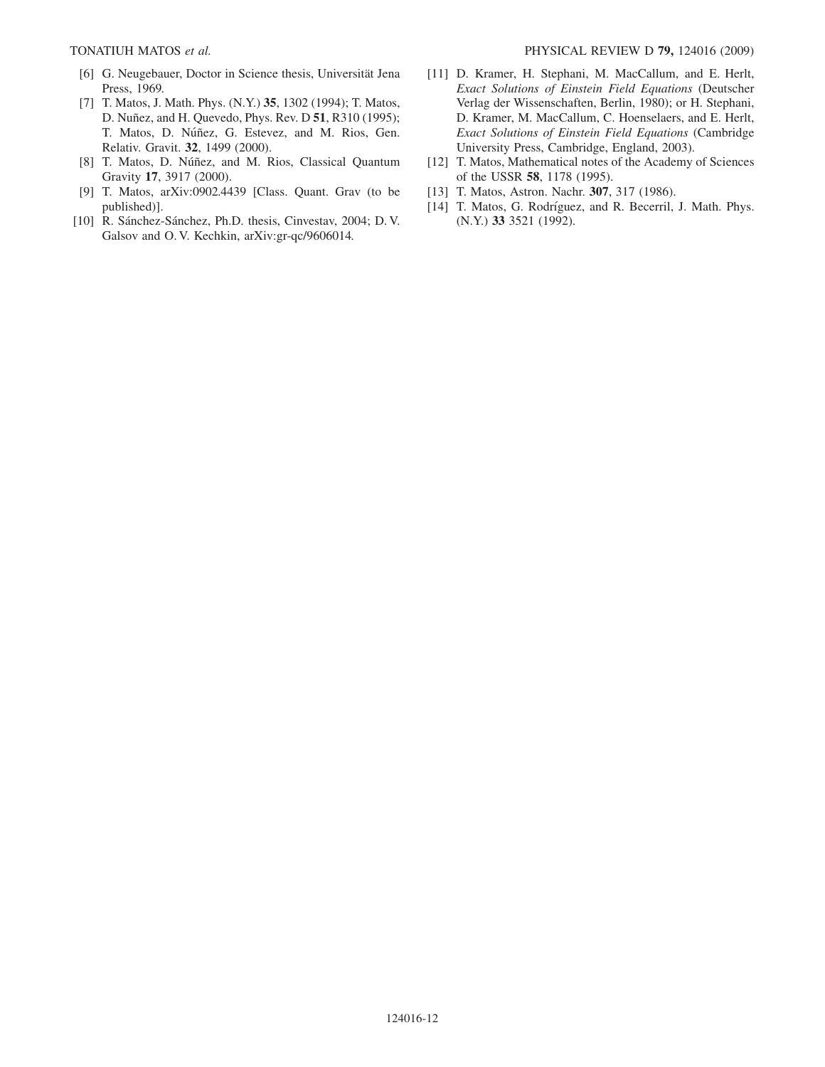[6] G. Neugebauer, Doctor in Science thesis, Universität Jena Press, 1969.

[7] T. Matos, J. Math. Phys. (N.Y.) **35**, 1302 (1994); T. Matos, D. Nuñez, and H. Quevedo, Phys. Rev. D **51**, R310 (1995); T. Matos, D. Núñez, G. Estevez, and M. Rios, Gen. Relativ. Gravit. **32**, 1499 (2000).

[8] T. Matos, D. Núñez, and M. Rios, Classical Quantum Gravity **17**, 3917 (2000).

[9] T. Matos, arXiv:0902.4439 [Class. Quant. Grav (to be published)].

[10] R. Sánchez-Sánchez, Ph.D. thesis, Cinvestav, 2004; D. V. Galsov and O. V. Kechkin, arXiv:gr-qc/9606014.

[11] D. Kramer, H. Stephani, M. MacCallum, and E. Herlt, *Exact Solutions of Einstein Field Equations* (Deutscher Verlag der Wissenschaften, Berlin, 1980); or H. Stephani, D. Kramer, M. MacCallum, C. Hoenselaers, and E. Herlt, *Exact Solutions of Einstein Field Equations* (Cambridge University Press, Cambridge, England, 2003).

[12] T. Matos, Mathematical notes of the Academy of Sciences of the USSR **58**, 1178 (1995).

[13] T. Matos, Astron. Nachr. **307**, 317 (1986).

[14] T. Matos, G. Rodríguez, and R. Becerril, J. Math. Phys. (N.Y.) **33** 3521 (1992).